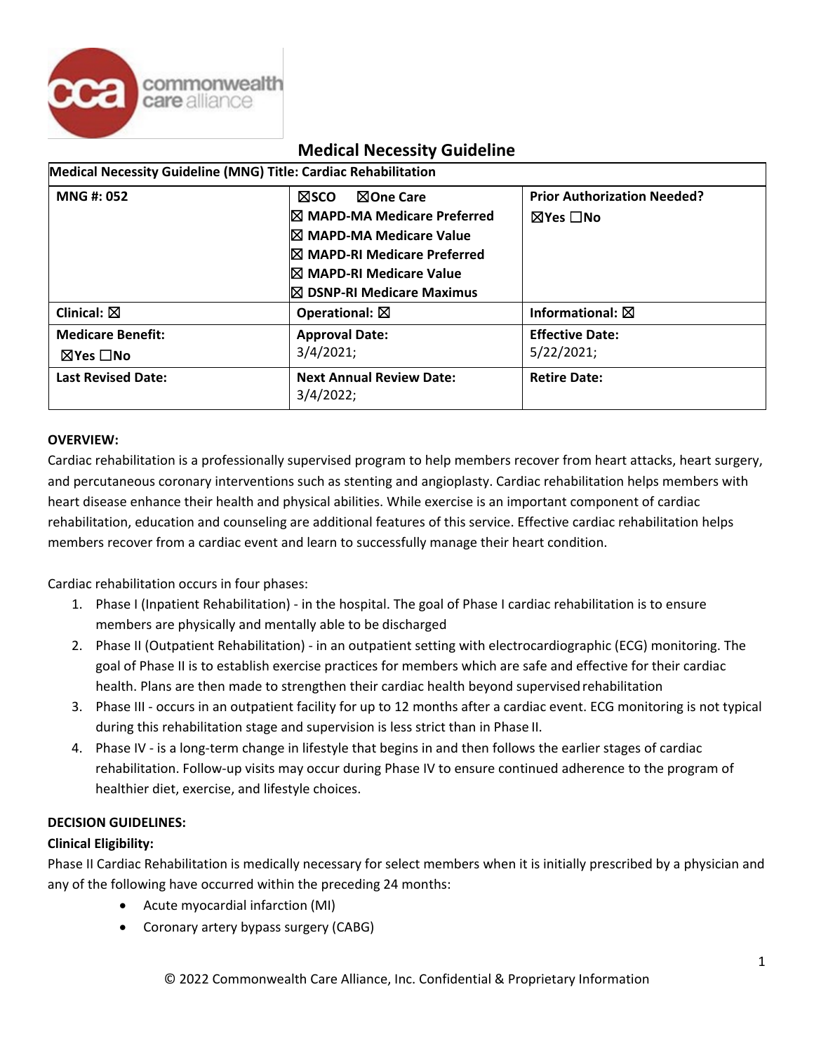# Medical Necessity Guideline

| Medical Necessity Guideline (MNG) Title: Cardiac Rehabilitation | | |
|---|---|---|
| **MNG #: 052** | ☒SCO ☒One Care<br>☒ MAPD-MA Medicare Preferred<br>☒ MAPD-MA Medicare Value<br>☒ MAPD-RI Medicare Preferred<br>☒ MAPD-RI Medicare Value<br>☒ DSNP-RI Medicare Maximus | **Prior Authorization Needed?**<br>☒Yes ☐No |
| **Clinical:** ☒ | **Operational:** ☒ | **Informational:** ☒ |
| **Medicare Benefit:**<br>☒Yes ☐No | **Approval Date:**<br>3/4/2021; | **Effective Date:**<br>5/22/2021; |
| **Last Revised Date:** | **Next Annual Review Date:**<br>3/4/2022; | **Retire Date:** |

**OVERVIEW:**

Cardiac rehabilitation is a professionally supervised program to help members recover from heart attacks, heart surgery, and percutaneous coronary interventions such as stenting and angioplasty. Cardiac rehabilitation helps members with heart disease enhance their health and physical abilities. While exercise is an important component of cardiac rehabilitation, education and counseling are additional features of this service. Effective cardiac rehabilitation helps members recover from a cardiac event and learn to successfully manage their heart condition.

Cardiac rehabilitation occurs in four phases:

1. Phase I (Inpatient Rehabilitation) - in the hospital. The goal of Phase I cardiac rehabilitation is to ensure members are physically and mentally able to be discharged
2. Phase II (Outpatient Rehabilitation) - in an outpatient setting with electrocardiographic (ECG) monitoring. The goal of Phase II is to establish exercise practices for members which are safe and effective for their cardiac health. Plans are then made to strengthen their cardiac health beyond supervised rehabilitation
3. Phase III - occurs in an outpatient facility for up to 12 months after a cardiac event. ECG monitoring is not typical during this rehabilitation stage and supervision is less strict than in Phase II.
4. Phase IV - is a long-term change in lifestyle that begins in and then follows the earlier stages of cardiac rehabilitation. Follow-up visits may occur during Phase IV to ensure continued adherence to the program of healthier diet, exercise, and lifestyle choices.

**DECISION GUIDELINES:**

**Clinical Eligibility:**

Phase II Cardiac Rehabilitation is medically necessary for select members when it is initially prescribed by a physician and any of the following have occurred within the preceding 24 months:

- Acute myocardial infarction (MI)
- Coronary artery bypass surgery (CABG)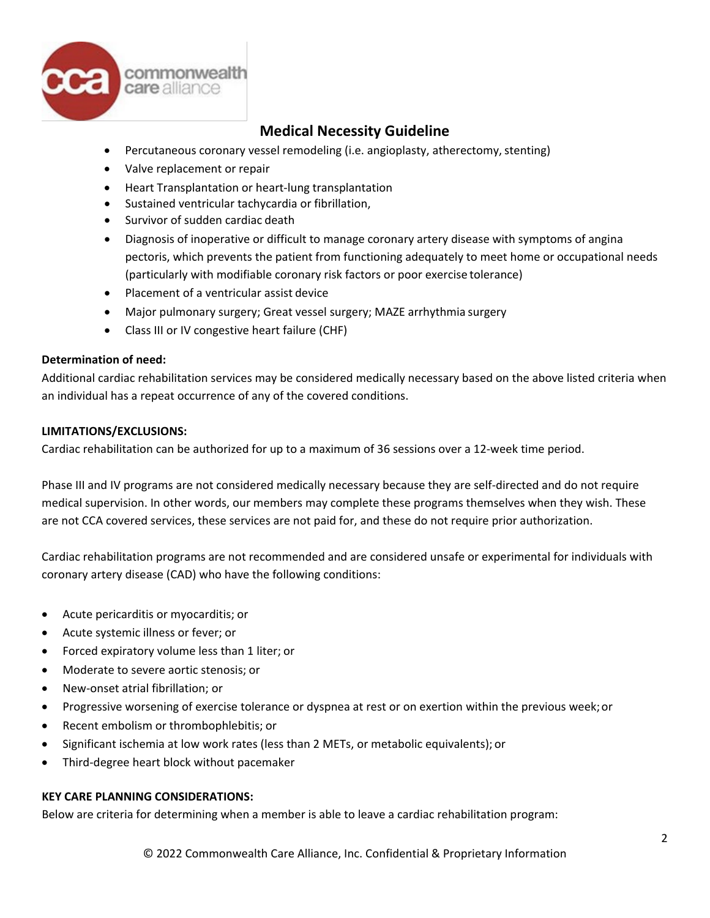- Percutaneous coronary vessel remodeling (i.e. angioplasty, atherectomy, stenting)
- Valve replacement or repair
- Heart Transplantation or heart-lung transplantation
- Sustained ventricular tachycardia or fibrillation,
- Survivor of sudden cardiac death
- Diagnosis of inoperative or difficult to manage coronary artery disease with symptoms of angina pectoris, which prevents the patient from functioning adequately to meet home or occupational needs (particularly with modifiable coronary risk factors or poor exercise tolerance)
- Placement of a ventricular assist device
- Major pulmonary surgery; Great vessel surgery; MAZE arrhythmia surgery
- Class III or IV congestive heart failure (CHF)

**Determination of need:**

Additional cardiac rehabilitation services may be considered medically necessary based on the above listed criteria when an individual has a repeat occurrence of any of the covered conditions.

**LIMITATIONS/EXCLUSIONS:**

Cardiac rehabilitation can be authorized for up to a maximum of 36 sessions over a 12-week time period.

Phase III and IV programs are not considered medically necessary because they are self-directed and do not require medical supervision. In other words, our members may complete these programs themselves when they wish. These are not CCA covered services, these services are not paid for, and these do not require prior authorization.

Cardiac rehabilitation programs are not recommended and are considered unsafe or experimental for individuals with coronary artery disease (CAD) who have the following conditions:

- Acute pericarditis or myocarditis; or
- Acute systemic illness or fever; or
- Forced expiratory volume less than 1 liter; or
- Moderate to severe aortic stenosis; or
- New-onset atrial fibrillation; or
- Progressive worsening of exercise tolerance or dyspnea at rest or on exertion within the previous week; or
- Recent embolism or thrombophlebitis; or
- Significant ischemia at low work rates (less than 2 METs, or metabolic equivalents); or
- Third-degree heart block without pacemaker

**KEY CARE PLANNING CONSIDERATIONS:**

Below are criteria for determining when a member is able to leave a cardiac rehabilitation program: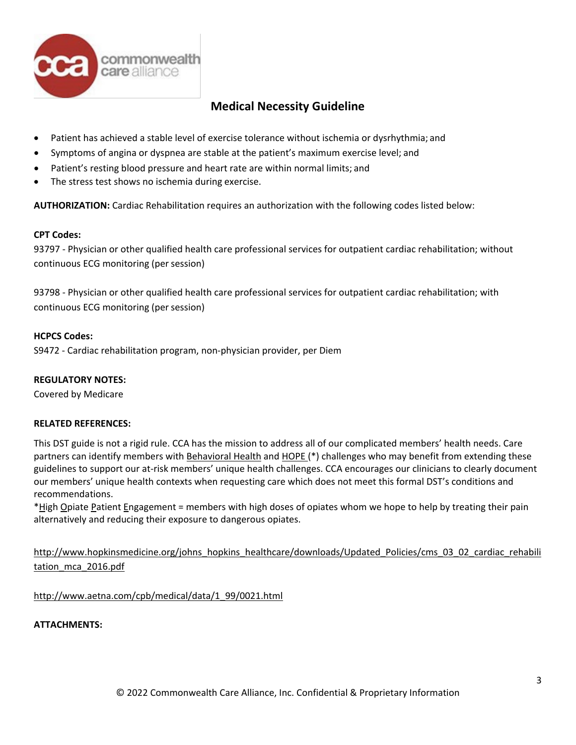- Patient has achieved a stable level of exercise tolerance without ischemia or dysrhythmia; and
- Symptoms of angina or dyspnea are stable at the patient's maximum exercise level; and
- Patient's resting blood pressure and heart rate are within normal limits; and
- The stress test shows no ischemia during exercise.

**AUTHORIZATION:** Cardiac Rehabilitation requires an authorization with the following codes listed below:

**CPT Codes:**
93797 - Physician or other qualified health care professional services for outpatient cardiac rehabilitation; without continuous ECG monitoring (per session)

93798 - Physician or other qualified health care professional services for outpatient cardiac rehabilitation; with continuous ECG monitoring (per session)

**HCPCS Codes:**
S9472 - Cardiac rehabilitation program, non-physician provider, per Diem

**REGULATORY NOTES:**
Covered by Medicare

**RELATED REFERENCES:**

This DST guide is not a rigid rule. CCA has the mission to address all of our complicated members' health needs. Care partners can identify members with Behavioral Health and HOPE (*) challenges who may benefit from extending these guidelines to support our at-risk members' unique health challenges. CCA encourages our clinicians to clearly document our members' unique health contexts when requesting care which does not meet this formal DST's conditions and recommendations.
*High Opiate Patient Engagement = members with high doses of opiates whom we hope to help by treating their pain alternatively and reducing their exposure to dangerous opiates.

http://www.hopkinsmedicine.org/johns_hopkins_healthcare/downloads/Updated_Policies/cms_03_02_cardiac_rehabilitation_mca_2016.pdf

http://www.aetna.com/cpb/medical/data/1_99/0021.html

**ATTACHMENTS:**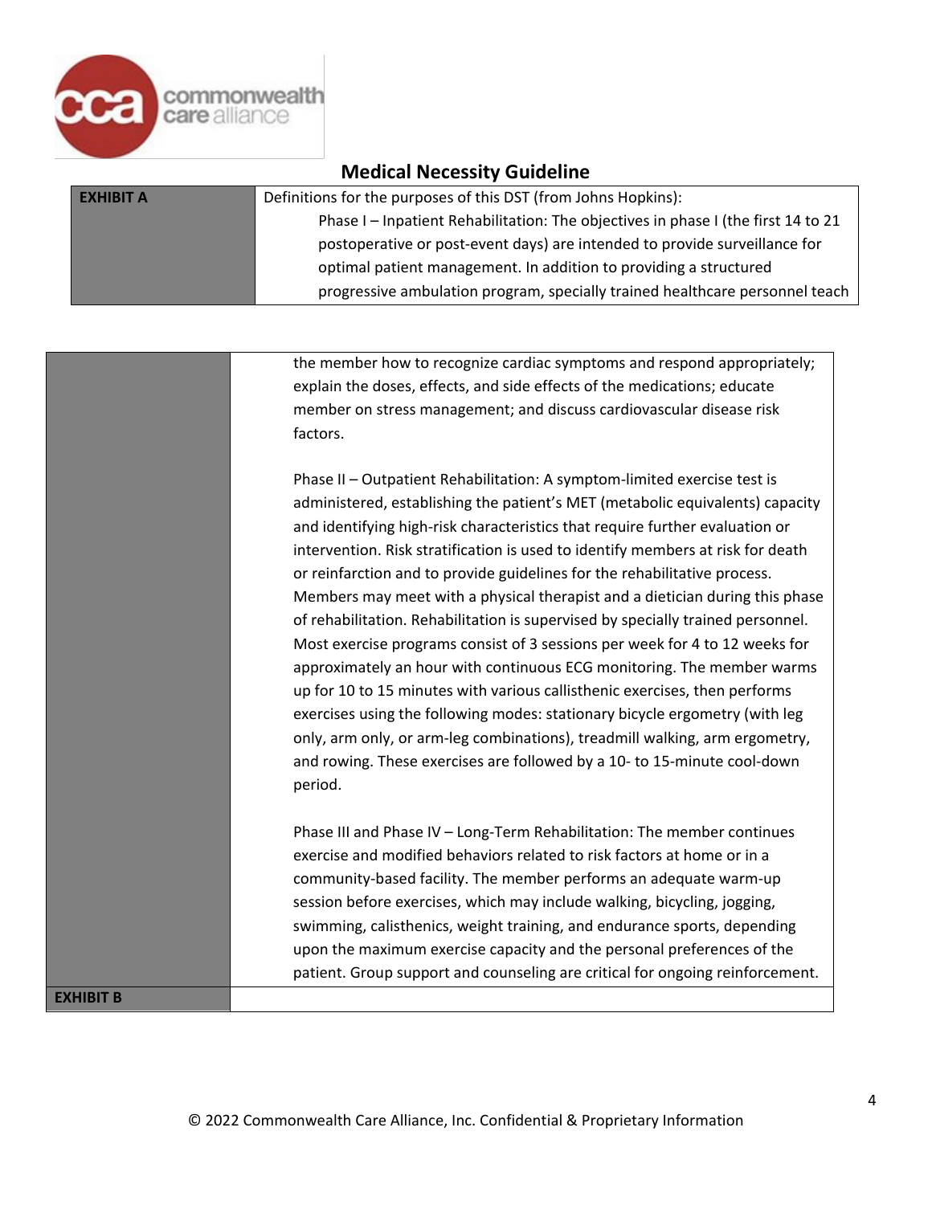# Medical Necessity Guideline

| | |
|---|---|
| **EXHIBIT A** | Definitions for the purposes of this DST (from Johns Hopkins):<br><br>Phase I – Inpatient Rehabilitation: The objectives in phase I (the first 14 to 21 postoperative or post-event days) are intended to provide surveillance for optimal patient management. In addition to providing a structured progressive ambulation program, specially trained healthcare personnel teach the member how to recognize cardiac symptoms and respond appropriately; explain the doses, effects, and side effects of the medications; educate member on stress management; and discuss cardiovascular disease risk factors.<br><br>Phase II – Outpatient Rehabilitation: A symptom-limited exercise test is administered, establishing the patient's MET (metabolic equivalents) capacity and identifying high-risk characteristics that require further evaluation or intervention. Risk stratification is used to identify members at risk for death or reinfarction and to provide guidelines for the rehabilitative process. Members may meet with a physical therapist and a dietician during this phase of rehabilitation. Rehabilitation is supervised by specially trained personnel. Most exercise programs consist of 3 sessions per week for 4 to 12 weeks for approximately an hour with continuous ECG monitoring. The member warms up for 10 to 15 minutes with various callisthenic exercises, then performs exercises using the following modes: stationary bicycle ergometry (with leg only, arm only, or arm-leg combinations), treadmill walking, arm ergometry, and rowing. These exercises are followed by a 10- to 15-minute cool-down period.<br><br>Phase III and Phase IV – Long-Term Rehabilitation: The member continues exercise and modified behaviors related to risk factors at home or in a community-based facility. The member performs an adequate warm-up session before exercises, which may include walking, bicycling, jogging, swimming, calisthenics, weight training, and endurance sports, depending upon the maximum exercise capacity and the personal preferences of the patient. Group support and counseling are critical for ongoing reinforcement. |
| **EXHIBIT B** | |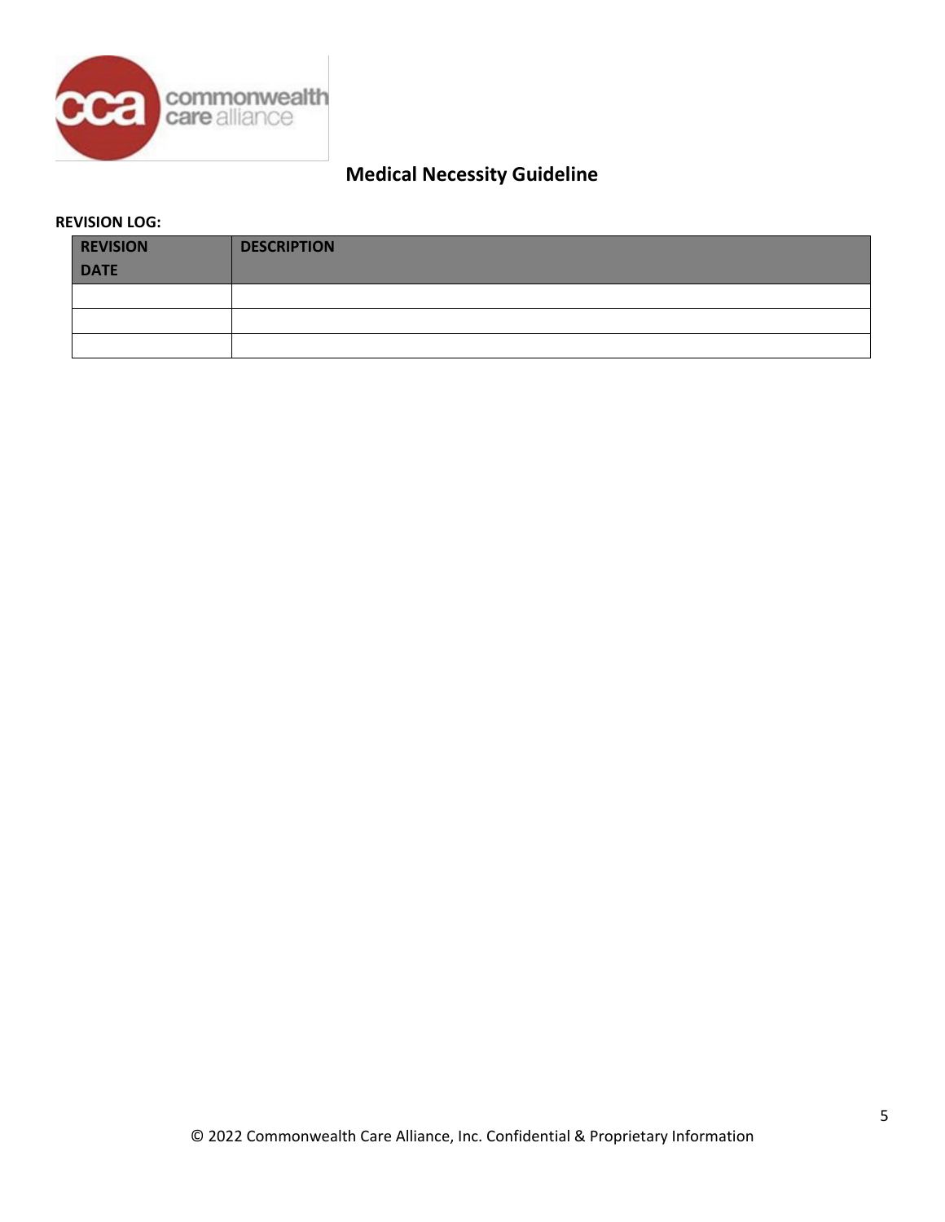## Medical Necessity Guideline

**REVISION LOG:**

| REVISION DATE | DESCRIPTION |
|---|---|
| | |
| | |
| | |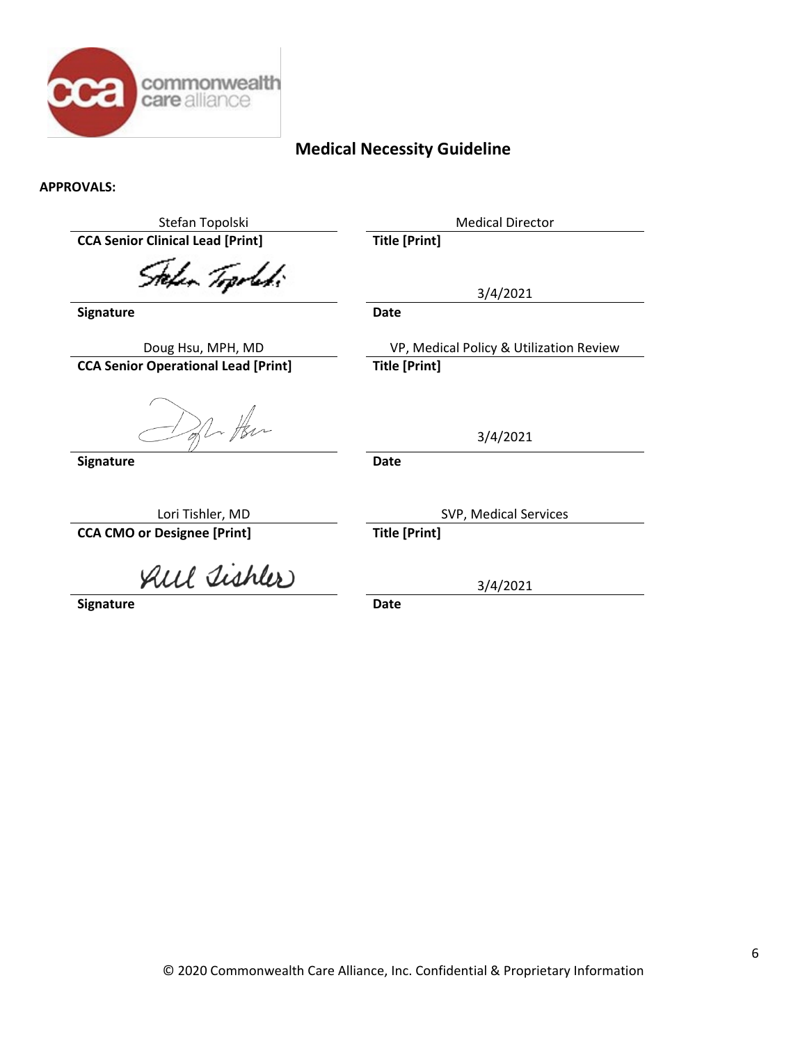## Medical Necessity Guideline

**APPROVALS:**

| | |
|---|---|
| Stefan Topolski | Medical Director |
| **CCA Senior Clinical Lead [Print]** | **Title [Print]** |
| | 3/4/2021 |
| **Signature** | **Date** |
| Doug Hsu, MPH, MD | VP, Medical Policy & Utilization Review |
| **CCA Senior Operational Lead [Print]** | **Title [Print]** |
| | 3/4/2021 |
| **Signature** | **Date** |
| Lori Tishler, MD | SVP, Medical Services |
| **CCA CMO or Designee [Print]** | **Title [Print]** |
| | 3/4/2021 |
| **Signature** | **Date** |

© 2020 Commonwealth Care Alliance, Inc. Confidential & Proprietary Information